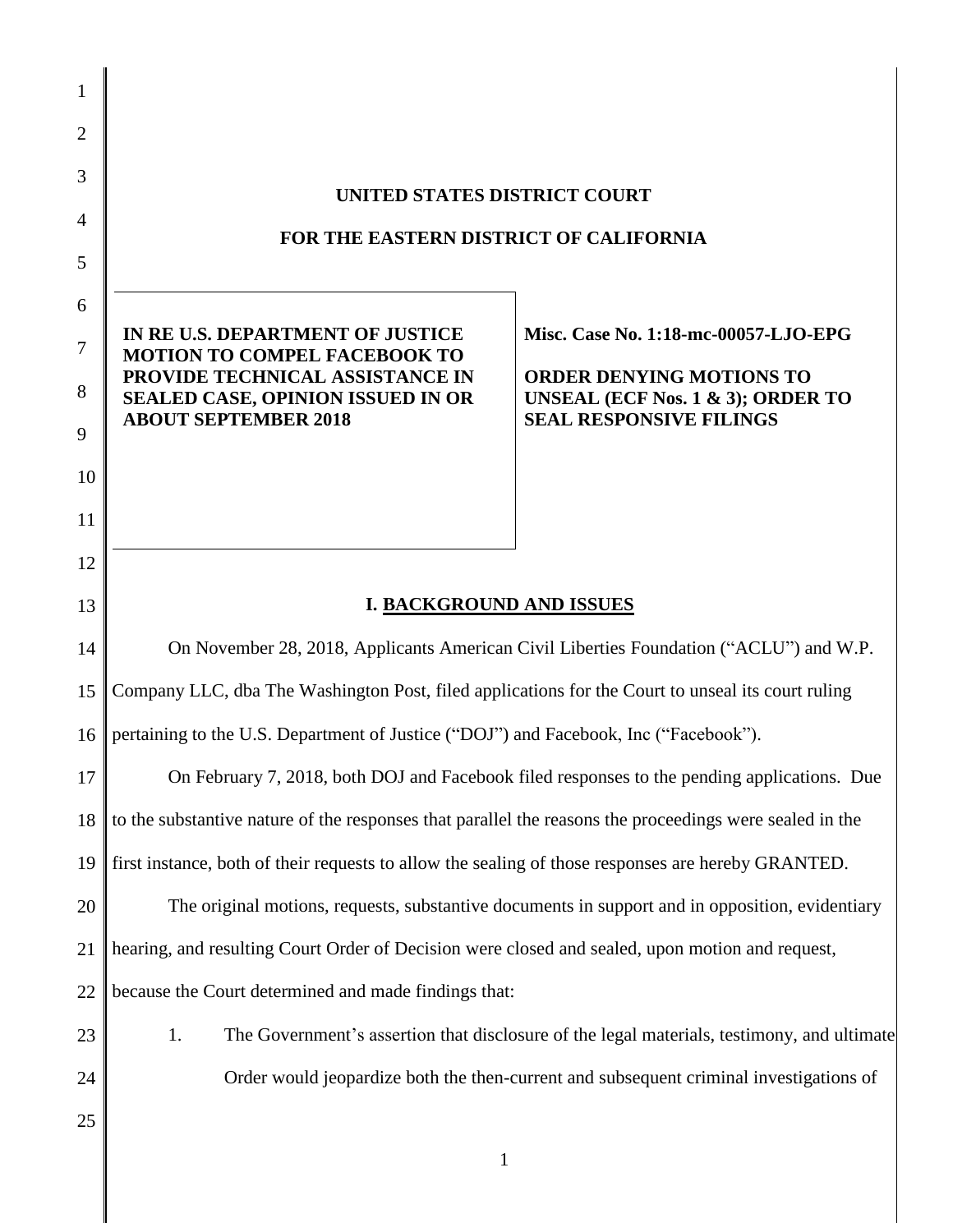**UNITED STATES DISTRICT COURT**

**FOR THE EASTERN DISTRICT OF CALIFORNIA**

| | |
|---|---|
| **IN RE U.S. DEPARTMENT OF JUSTICE MOTION TO COMPEL FACEBOOK TO PROVIDE TECHNICAL ASSISTANCE IN SEALED CASE, OPINION ISSUED IN OR ABOUT SEPTEMBER 2018** | **Misc. Case No. 1:18-mc-00057-LJO-EPG**<br><br>**ORDER DENYING MOTIONS TO UNSEAL (ECF Nos. 1 & 3); ORDER TO SEAL RESPONSIVE FILINGS** |

## I. BACKGROUND AND ISSUES

On November 28, 2018, Applicants American Civil Liberties Foundation ("ACLU") and W.P. Company LLC, dba The Washington Post, filed applications for the Court to unseal its court ruling pertaining to the U.S. Department of Justice ("DOJ") and Facebook, Inc ("Facebook").

On February 7, 2018, both DOJ and Facebook filed responses to the pending applications. Due to the substantive nature of the responses that parallel the reasons the proceedings were sealed in the first instance, both of their requests to allow the sealing of those responses are hereby GRANTED.

The original motions, requests, substantive documents in support and in opposition, evidentiary hearing, and resulting Court Order of Decision were closed and sealed, upon motion and request, because the Court determined and made findings that:

1. The Government's assertion that disclosure of the legal materials, testimony, and ultimate Order would jeopardize both the then-current and subsequent criminal investigations of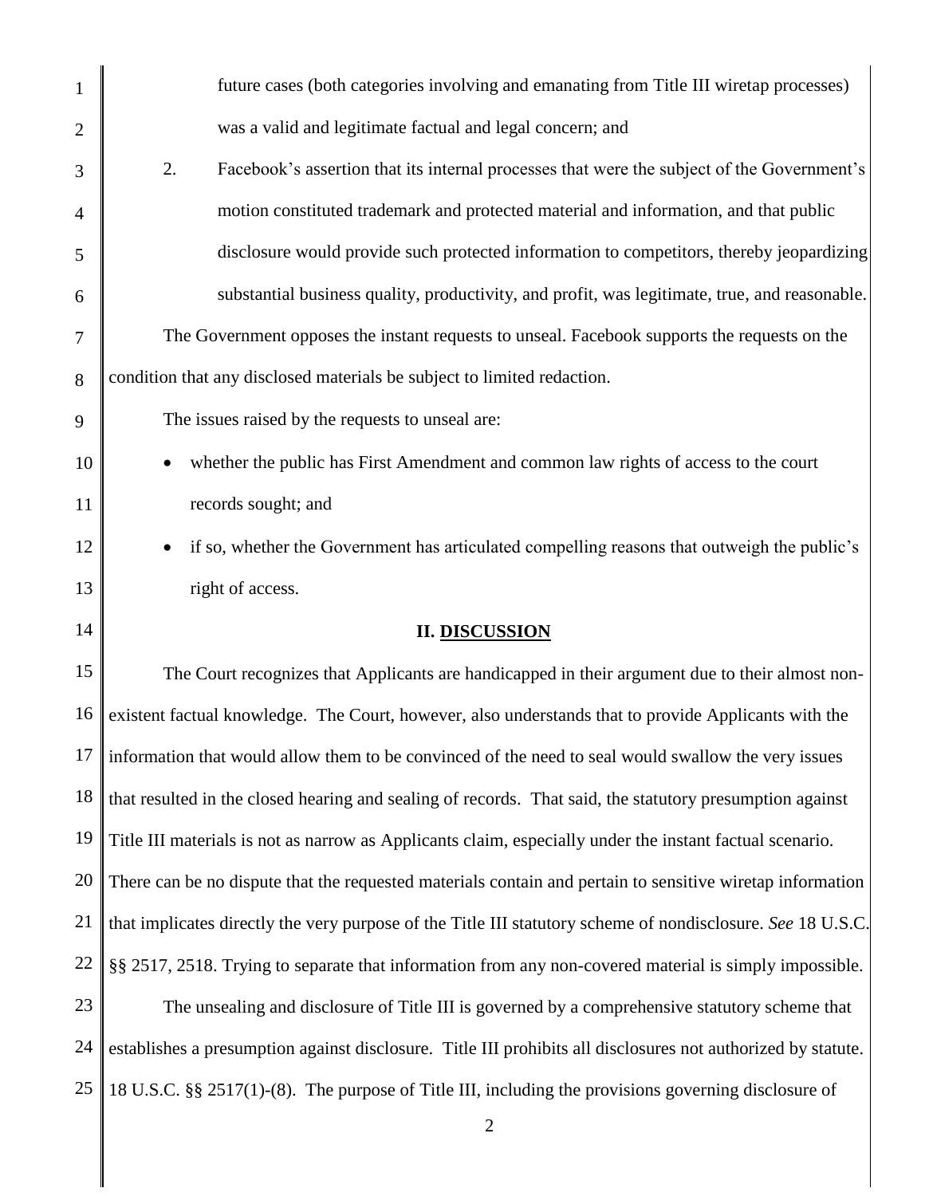future cases (both categories involving and emanating from Title III wiretap processes) was a valid and legitimate factual and legal concern; and

2. Facebook's assertion that its internal processes that were the subject of the Government's motion constituted trademark and protected material and information, and that public disclosure would provide such protected information to competitors, thereby jeopardizing substantial business quality, productivity, and profit, was legitimate, true, and reasonable.

The Government opposes the instant requests to unseal. Facebook supports the requests on the condition that any disclosed materials be subject to limited redaction.

The issues raised by the requests to unseal are:

- whether the public has First Amendment and common law rights of access to the court records sought; and
- if so, whether the Government has articulated compelling reasons that outweigh the public's right of access.

## II. DISCUSSION

The Court recognizes that Applicants are handicapped in their argument due to their almost non-existent factual knowledge. The Court, however, also understands that to provide Applicants with the information that would allow them to be convinced of the need to seal would swallow the very issues that resulted in the closed hearing and sealing of records. That said, the statutory presumption against Title III materials is not as narrow as Applicants claim, especially under the instant factual scenario. There can be no dispute that the requested materials contain and pertain to sensitive wiretap information that implicates directly the very purpose of the Title III statutory scheme of nondisclosure. *See* 18 U.S.C. §§ 2517, 2518. Trying to separate that information from any non-covered material is simply impossible.

The unsealing and disclosure of Title III is governed by a comprehensive statutory scheme that establishes a presumption against disclosure. Title III prohibits all disclosures not authorized by statute. 18 U.S.C. §§ 2517(1)-(8). The purpose of Title III, including the provisions governing disclosure of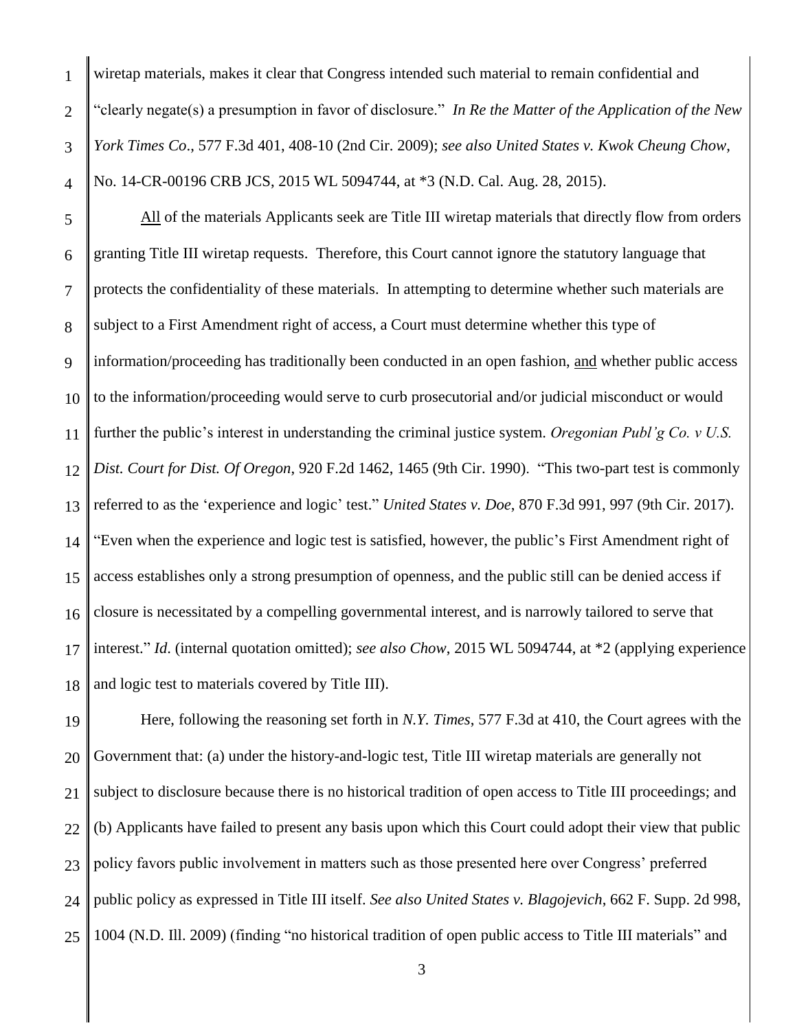wiretap materials, makes it clear that Congress intended such material to remain confidential and "clearly negate(s) a presumption in favor of disclosure." *In Re the Matter of the Application of the New York Times Co*., 577 F.3d 401, 408-10 (2nd Cir. 2009); *see also United States v. Kwok Cheung Chow*, No. 14-CR-00196 CRB JCS, 2015 WL 5094744, at *3 (N.D. Cal. Aug. 28, 2015).

<u>All</u> of the materials Applicants seek are Title III wiretap materials that directly flow from orders granting Title III wiretap requests. Therefore, this Court cannot ignore the statutory language that protects the confidentiality of these materials. In attempting to determine whether such materials are subject to a First Amendment right of access, a Court must determine whether this type of information/proceeding has traditionally been conducted in an open fashion, <u>and</u> whether public access to the information/proceeding would serve to curb prosecutorial and/or judicial misconduct or would further the public's interest in understanding the criminal justice system. *Oregonian Publ'g Co. v U.S. Dist. Court for Dist. Of Oregon*, 920 F.2d 1462, 1465 (9th Cir. 1990). "This two-part test is commonly referred to as the 'experience and logic' test." *United States v. Doe*, 870 F.3d 991, 997 (9th Cir. 2017). "Even when the experience and logic test is satisfied, however, the public's First Amendment right of access establishes only a strong presumption of openness, and the public still can be denied access if closure is necessitated by a compelling governmental interest, and is narrowly tailored to serve that interest." *Id*. (internal quotation omitted); *see also Chow*, 2015 WL 5094744, at *2 (applying experience and logic test to materials covered by Title III).

Here, following the reasoning set forth in *N.Y. Times*, 577 F.3d at 410, the Court agrees with the Government that: (a) under the history-and-logic test, Title III wiretap materials are generally not subject to disclosure because there is no historical tradition of open access to Title III proceedings; and (b) Applicants have failed to present any basis upon which this Court could adopt their view that public policy favors public involvement in matters such as those presented here over Congress' preferred public policy as expressed in Title III itself. *See also United States v. Blagojevich*, 662 F. Supp. 2d 998, 1004 (N.D. Ill. 2009) (finding "no historical tradition of open public access to Title III materials" and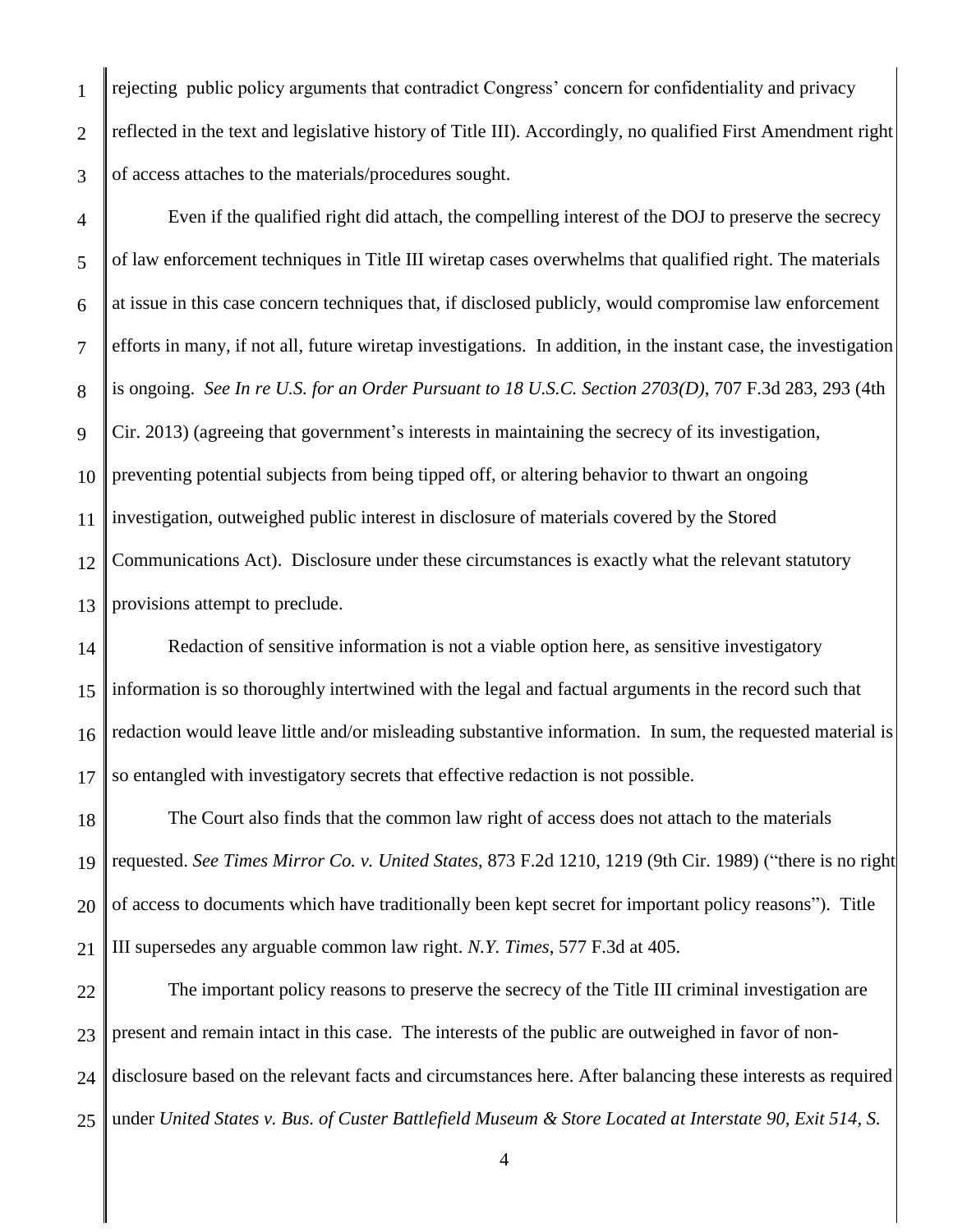rejecting public policy arguments that contradict Congress' concern for confidentiality and privacy reflected in the text and legislative history of Title III). Accordingly, no qualified First Amendment right of access attaches to the materials/procedures sought.

Even if the qualified right did attach, the compelling interest of the DOJ to preserve the secrecy of law enforcement techniques in Title III wiretap cases overwhelms that qualified right. The materials at issue in this case concern techniques that, if disclosed publicly, would compromise law enforcement efforts in many, if not all, future wiretap investigations. In addition, in the instant case, the investigation is ongoing. *See In re U.S. for an Order Pursuant to 18 U.S.C. Section 2703(D)*, 707 F.3d 283, 293 (4th Cir. 2013) (agreeing that government's interests in maintaining the secrecy of its investigation, preventing potential subjects from being tipped off, or altering behavior to thwart an ongoing investigation, outweighed public interest in disclosure of materials covered by the Stored Communications Act). Disclosure under these circumstances is exactly what the relevant statutory provisions attempt to preclude.

Redaction of sensitive information is not a viable option here, as sensitive investigatory information is so thoroughly intertwined with the legal and factual arguments in the record such that redaction would leave little and/or misleading substantive information. In sum, the requested material is so entangled with investigatory secrets that effective redaction is not possible.

The Court also finds that the common law right of access does not attach to the materials requested. *See Times Mirror Co. v. United States*, 873 F.2d 1210, 1219 (9th Cir. 1989) ("there is no right of access to documents which have traditionally been kept secret for important policy reasons"). Title III supersedes any arguable common law right. *N.Y. Times*, 577 F.3d at 405.

The important policy reasons to preserve the secrecy of the Title III criminal investigation are present and remain intact in this case. The interests of the public are outweighed in favor of non-disclosure based on the relevant facts and circumstances here. After balancing these interests as required under *United States v. Bus. of Custer Battlefield Museum & Store Located at Interstate 90, Exit 514, S.*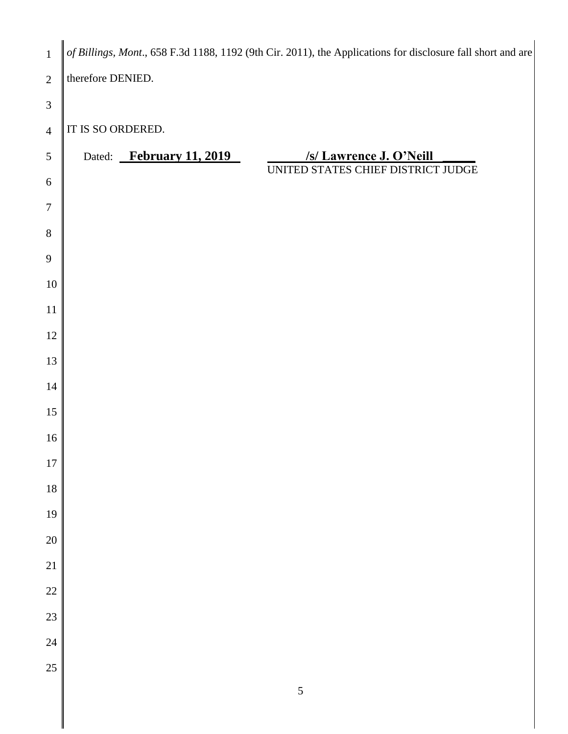*of Billings, Mont*., 658 F.3d 1188, 1192 (9th Cir. 2011), the Applications for disclosure fall short and are therefore DENIED.

IT IS SO ORDERED.

Dated: **February 11, 2019**

**/s/ Lawrence J. O'Neill**
UNITED STATES CHIEF DISTRICT JUDGE